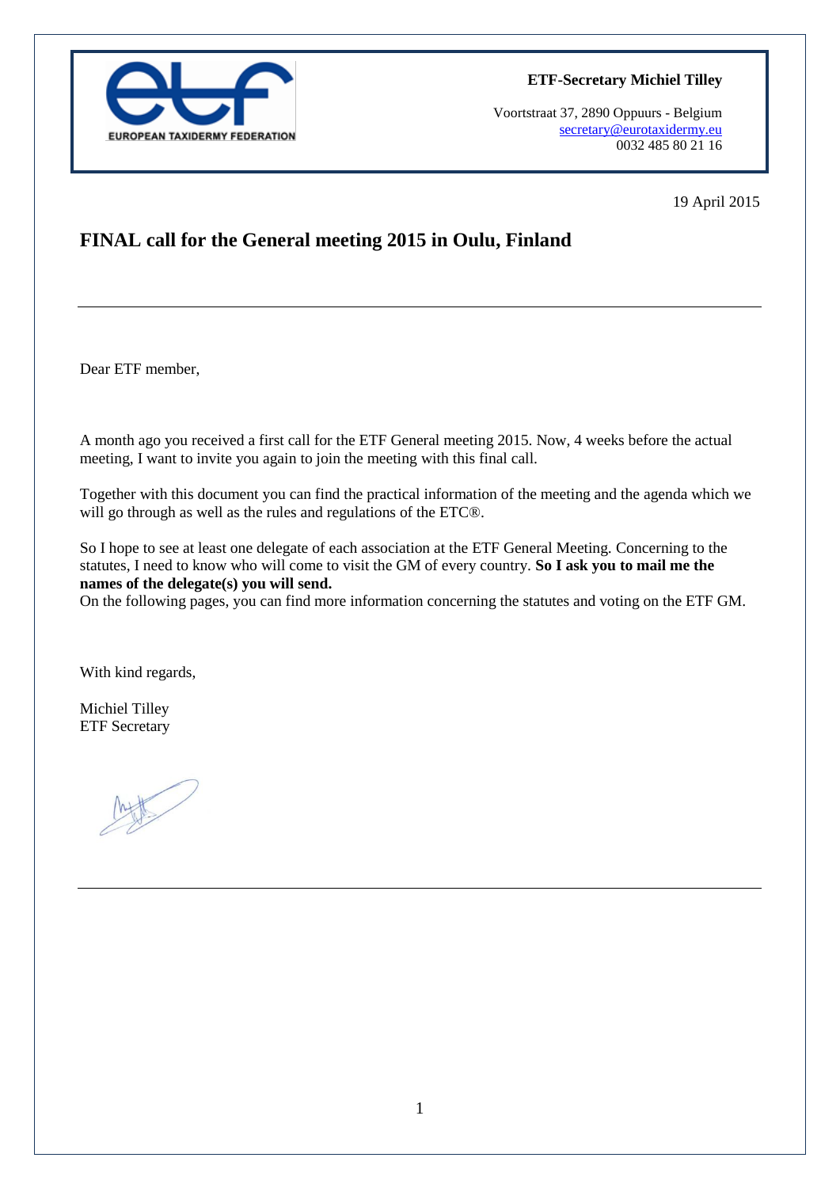**ETF-Secretary Michiel Tilley**

Voortstraat 37, 2890 Oppuurs - Belgium
secretary@eurotaxidermy.eu
0032 485 80 21 16

19 April 2015

# FINAL call for the General meeting 2015 in Oulu, Finland

---

Dear ETF member,

A month ago you received a first call for the ETF General meeting 2015. Now, 4 weeks before the actual meeting, I want to invite you again to join the meeting with this final call.

Together with this document you can find the practical information of the meeting and the agenda which we will go through as well as the rules and regulations of the ETC®.

So I hope to see at least one delegate of each association at the ETF General Meeting. Concerning to the statutes, I need to know who will come to visit the GM of every country. **So I ask you to mail me the names of the delegate(s) you will send.**
On the following pages, you can find more information concerning the statutes and voting on the ETF GM.

With kind regards,

Michiel Tilley
ETF Secretary

---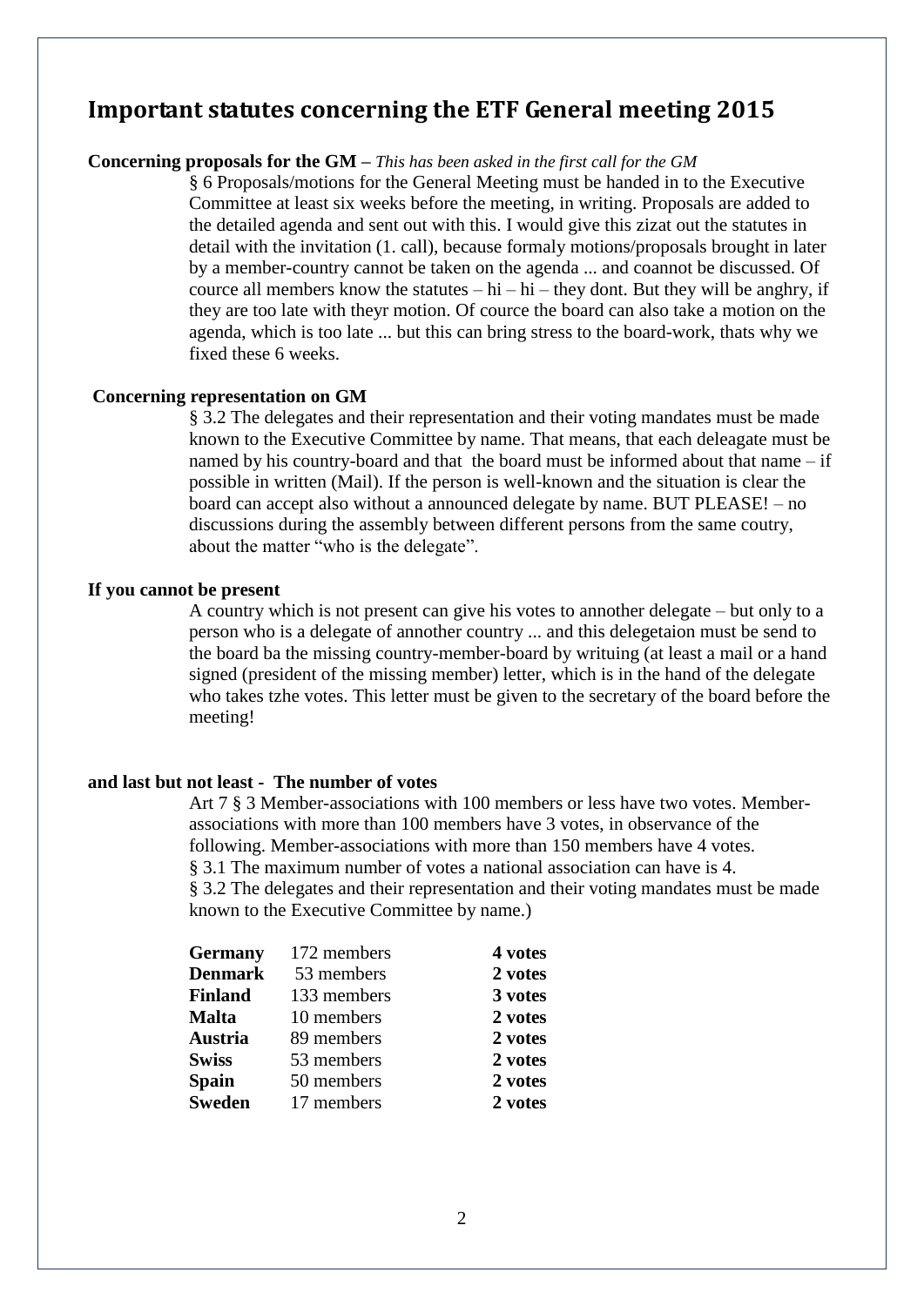## Important statutes concerning the ETF General meeting 2015

**Concerning proposals for the GM –** *This has been asked in the first call for the GM*

§ 6 Proposals/motions for the General Meeting must be handed in to the Executive Committee at least six weeks before the meeting, in writing. Proposals are added to the detailed agenda and sent out with this. I would give this zizat out the statutes in detail with the invitation (1. call), because formaly motions/proposals brought in later by a member-country cannot be taken on the agenda ... and coannot be discussed. Of cource all members know the statutes – hi – hi – they dont. But they will be anghry, if they are too late with theyr motion. Of cource the board can also take a motion on the agenda, which is too late ... but this can bring stress to the board-work, thats why we fixed these 6 weeks.

**Concerning representation on GM**

§ 3.2 The delegates and their representation and their voting mandates must be made known to the Executive Committee by name. That means, that each deleagate must be named by his country-board and that the board must be informed about that name – if possible in written (Mail). If the person is well-known and the situation is clear the board can accept also without a announced delegate by name. BUT PLEASE! – no discussions during the assembly between different persons from the same coutry, about the matter "who is the delegate".

**If you cannot be present**

A country which is not present can give his votes to annother delegate – but only to a person who is a delegate of annother country ... and this delegetaion must be send to the board ba the missing country-member-board by writuing (at least a mail or a hand signed (president of the missing member) letter, which is in the hand of the delegate who takes tzhe votes. This letter must be given to the secretary of the board before the meeting!

**and last but not least - The number of votes**

Art 7 § 3 Member-associations with 100 members or less have two votes. Member-associations with more than 100 members have 3 votes, in observance of the following. Member-associations with more than 150 members have 4 votes.
§ 3.1 The maximum number of votes a national association can have is 4.
§ 3.2 The delegates and their representation and their voting mandates must be made known to the Executive Committee by name.)

| | | |
|---|---|---|
| **Germany** | 172 members | **4 votes** |
| **Denmark** | 53 members | **2 votes** |
| **Finland** | 133 members | **3 votes** |
| **Malta** | 10 members | **2 votes** |
| **Austria** | 89 members | **2 votes** |
| **Swiss** | 53 members | **2 votes** |
| **Spain** | 50 members | **2 votes** |
| **Sweden** | 17 members | **2 votes** |